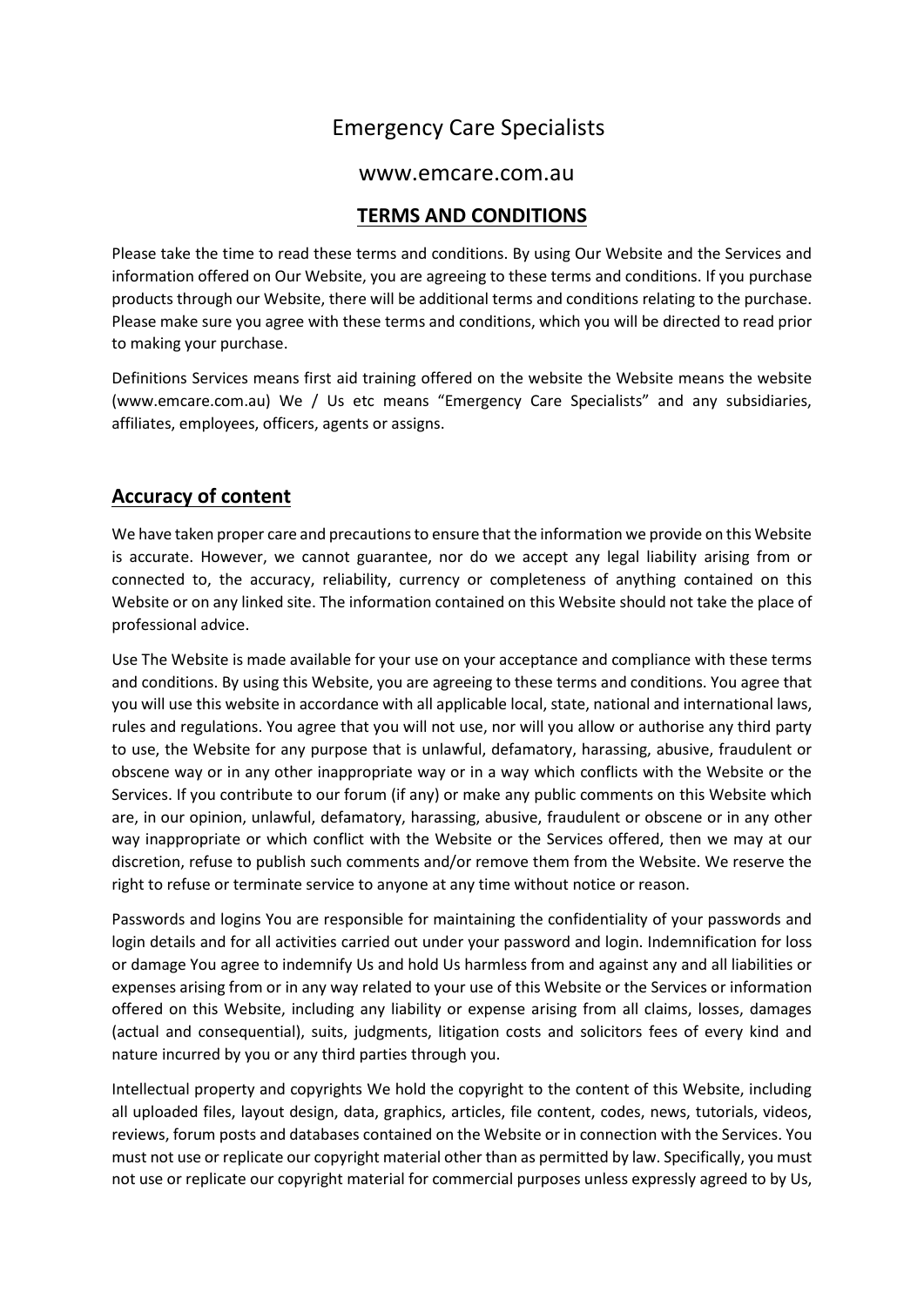# Emergency Care Specialists

www.emcare.com.au

## TERMS AND CONDITIONS

Please take the time to read these terms and conditions. By using Our Website and the Services and information offered on Our Website, you are agreeing to these terms and conditions. If you purchase products through our Website, there will be additional terms and conditions relating to the purchase. Please make sure you agree with these terms and conditions, which you will be directed to read prior to making your purchase.

Definitions Services means first aid training offered on the website the Website means the website (www.emcare.com.au) We / Us etc means "Emergency Care Specialists" and any subsidiaries, affiliates, employees, officers, agents or assigns.

## Accuracy of content

We have taken proper care and precautions to ensure that the information we provide on this Website is accurate. However, we cannot guarantee, nor do we accept any legal liability arising from or connected to, the accuracy, reliability, currency or completeness of anything contained on this Website or on any linked site. The information contained on this Website should not take the place of professional advice.

Use The Website is made available for your use on your acceptance and compliance with these terms and conditions. By using this Website, you are agreeing to these terms and conditions. You agree that you will use this website in accordance with all applicable local, state, national and international laws, rules and regulations. You agree that you will not use, nor will you allow or authorise any third party to use, the Website for any purpose that is unlawful, defamatory, harassing, abusive, fraudulent or obscene way or in any other inappropriate way or in a way which conflicts with the Website or the Services. If you contribute to our forum (if any) or make any public comments on this Website which are, in our opinion, unlawful, defamatory, harassing, abusive, fraudulent or obscene or in any other way inappropriate or which conflict with the Website or the Services offered, then we may at our discretion, refuse to publish such comments and/or remove them from the Website. We reserve the right to refuse or terminate service to anyone at any time without notice or reason.

Passwords and logins You are responsible for maintaining the confidentiality of your passwords and login details and for all activities carried out under your password and login. Indemnification for loss or damage You agree to indemnify Us and hold Us harmless from and against any and all liabilities or expenses arising from or in any way related to your use of this Website or the Services or information offered on this Website, including any liability or expense arising from all claims, losses, damages (actual and consequential), suits, judgments, litigation costs and solicitors fees of every kind and nature incurred by you or any third parties through you.

Intellectual property and copyrights We hold the copyright to the content of this Website, including all uploaded files, layout design, data, graphics, articles, file content, codes, news, tutorials, videos, reviews, forum posts and databases contained on the Website or in connection with the Services. You must not use or replicate our copyright material other than as permitted by law. Specifically, you must not use or replicate our copyright material for commercial purposes unless expressly agreed to by Us,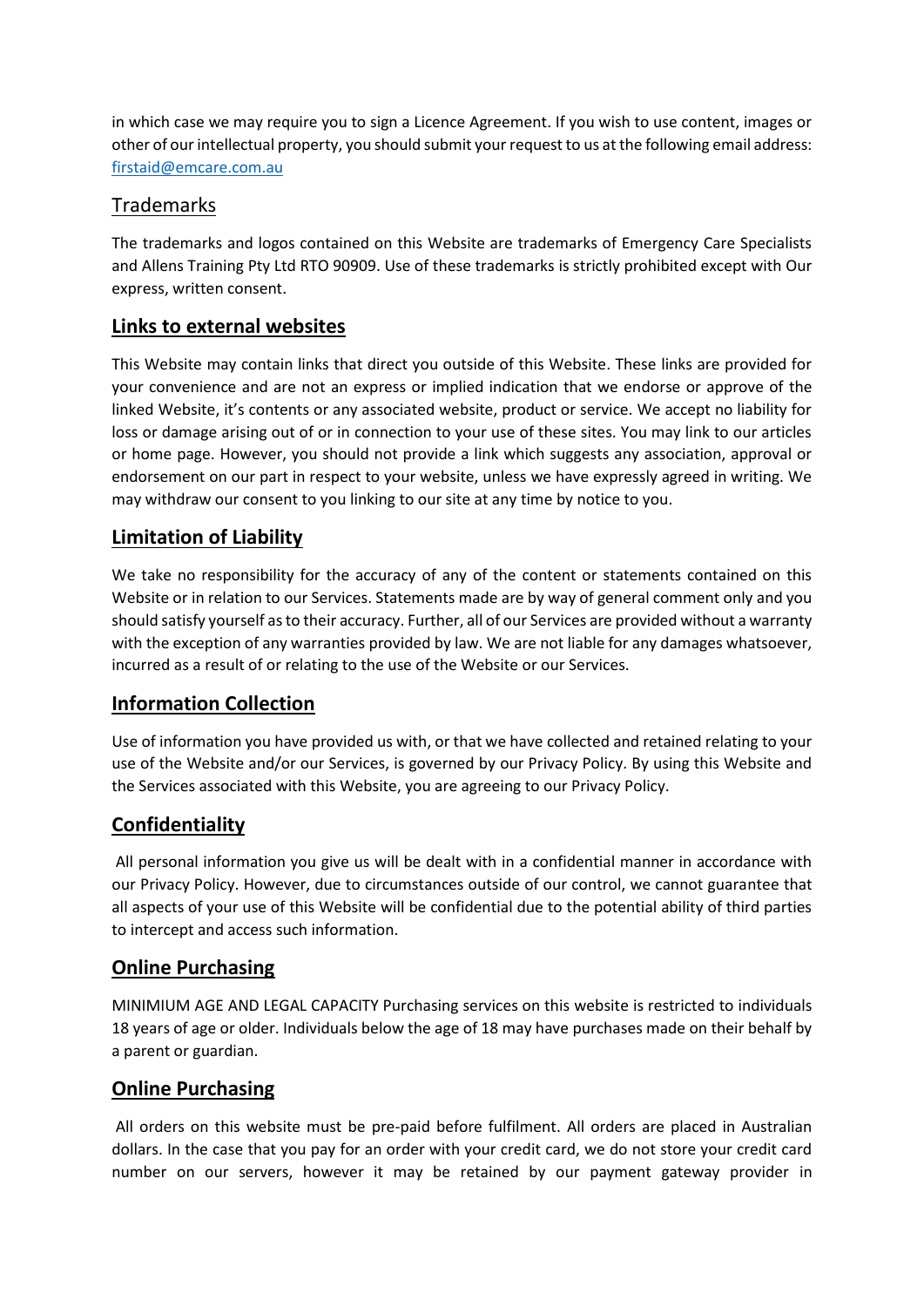in which case we may require you to sign a Licence Agreement. If you wish to use content, images or other of our intellectual property, you should submit your request to us at the following email address: [firstaid@emcare.com.au](mailto:firstaid@emcare.com.au)

## Trademarks

The trademarks and logos contained on this Website are trademarks of Emergency Care Specialists and Allens Training Pty Ltd RTO 90909. Use of these trademarks is strictly prohibited except with Our express, written consent.

## Links to external websites

This Website may contain links that direct you outside of this Website. These links are provided for your convenience and are not an express or implied indication that we endorse or approve of the linked Website, it's contents or any associated website, product or service. We accept no liability for loss or damage arising out of or in connection to your use of these sites. You may link to our articles or home page. However, you should not provide a link which suggests any association, approval or endorsement on our part in respect to your website, unless we have expressly agreed in writing. We may withdraw our consent to you linking to our site at any time by notice to you.

## Limitation of Liability

We take no responsibility for the accuracy of any of the content or statements contained on this Website or in relation to our Services. Statements made are by way of general comment only and you should satisfy yourself as to their accuracy. Further, all of our Services are provided without a warranty with the exception of any warranties provided by law. We are not liable for any damages whatsoever, incurred as a result of or relating to the use of the Website or our Services.

## Information Collection

Use of information you have provided us with, or that we have collected and retained relating to your use of the Website and/or our Services, is governed by our Privacy Policy. By using this Website and the Services associated with this Website, you are agreeing to our Privacy Policy.

## Confidentiality

All personal information you give us will be dealt with in a confidential manner in accordance with our Privacy Policy. However, due to circumstances outside of our control, we cannot guarantee that all aspects of your use of this Website will be confidential due to the potential ability of third parties to intercept and access such information.

## Online Purchasing

MINIMIUM AGE AND LEGAL CAPACITY Purchasing services on this website is restricted to individuals 18 years of age or older. Individuals below the age of 18 may have purchases made on their behalf by a parent or guardian.

## Online Purchasing

All orders on this website must be pre-paid before fulfilment. All orders are placed in Australian dollars. In the case that you pay for an order with your credit card, we do not store your credit card number on our servers, however it may be retained by our payment gateway provider in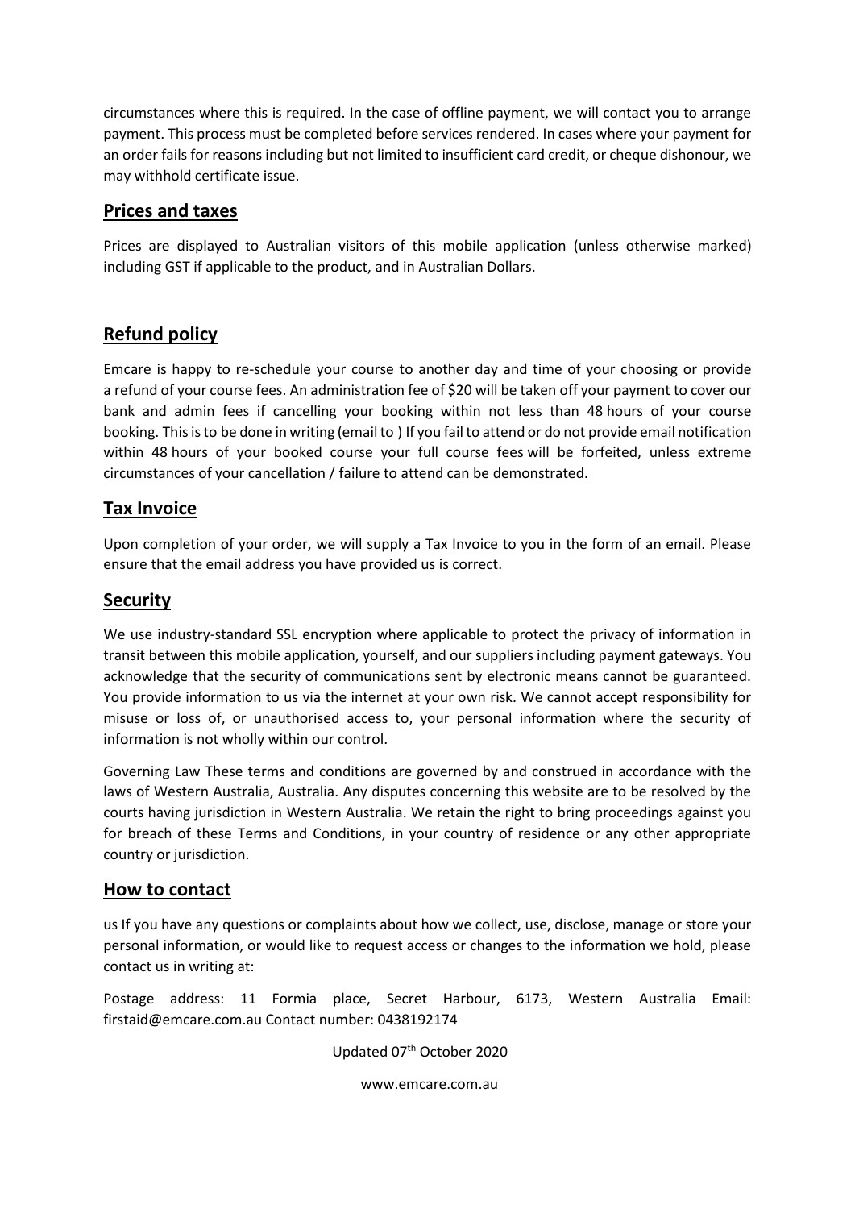circumstances where this is required. In the case of offline payment, we will contact you to arrange payment. This process must be completed before services rendered. In cases where your payment for an order fails for reasons including but not limited to insufficient card credit, or cheque dishonour, we may withhold certificate issue.

## Prices and taxes

Prices are displayed to Australian visitors of this mobile application (unless otherwise marked) including GST if applicable to the product, and in Australian Dollars.

## Refund policy

Emcare is happy to re-schedule your course to another day and time of your choosing or provide a refund of your course fees. An administration fee of $20 will be taken off your payment to cover our bank and admin fees if cancelling your booking within not less than 48 hours of your course booking. This is to be done in writing (email to ) If you fail to attend or do not provide email notification within 48 hours of your booked course your full course fees will be forfeited, unless extreme circumstances of your cancellation / failure to attend can be demonstrated.

## Tax Invoice

Upon completion of your order, we will supply a Tax Invoice to you in the form of an email. Please ensure that the email address you have provided us is correct.

## Security

We use industry-standard SSL encryption where applicable to protect the privacy of information in transit between this mobile application, yourself, and our suppliers including payment gateways. You acknowledge that the security of communications sent by electronic means cannot be guaranteed. You provide information to us via the internet at your own risk. We cannot accept responsibility for misuse or loss of, or unauthorised access to, your personal information where the security of information is not wholly within our control.

Governing Law These terms and conditions are governed by and construed in accordance with the laws of Western Australia, Australia. Any disputes concerning this website are to be resolved by the courts having jurisdiction in Western Australia. We retain the right to bring proceedings against you for breach of these Terms and Conditions, in your country of residence or any other appropriate country or jurisdiction.

## How to contact

us If you have any questions or complaints about how we collect, use, disclose, manage or store your personal information, or would like to request access or changes to the information we hold, please contact us in writing at:

Postage address: 11 Formia place, Secret Harbour, 6173, Western Australia Email: firstaid@emcare.com.au Contact number: 0438192174

Updated 07th October 2020

www.emcare.com.au